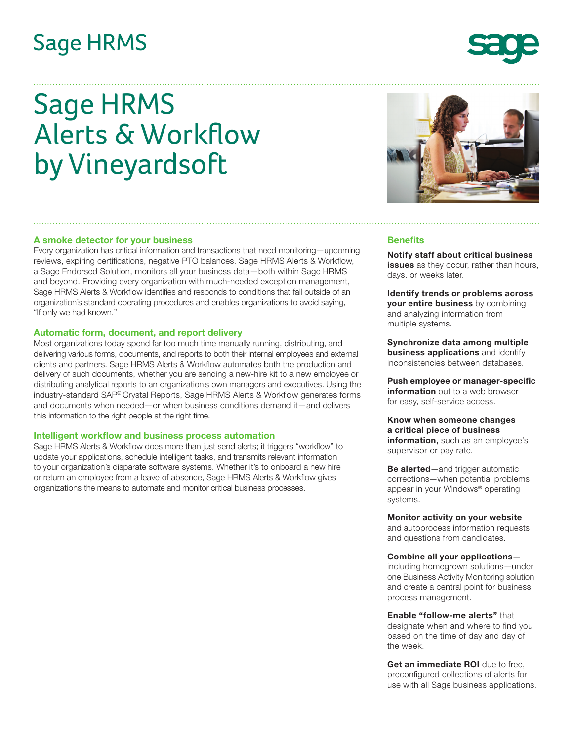Sage HRMS

# Sage HRMS Alerts & Workflow by Vineyardsoft

## A smoke detector for your business

Every organization has critical information and transactions that need monitoring—upcoming reviews, expiring certifications, negative PTO balances. Sage HRMS Alerts & Workflow, a Sage Endorsed Solution, monitors all your business data—both within Sage HRMS and beyond. Providing every organization with much-needed exception management, Sage HRMS Alerts & Workflow identifies and responds to conditions that fall outside of an organization's standard operating procedures and enables organizations to avoid saying, "If only we had known."

## Automatic form, document, and report delivery

Most organizations today spend far too much time manually running, distributing, and delivering various forms, documents, and reports to both their internal employees and external clients and partners. Sage HRMS Alerts & Workflow automates both the production and delivery of such documents, whether you are sending a new-hire kit to a new employee or distributing analytical reports to an organization's own managers and executives. Using the industry-standard SAP® Crystal Reports, Sage HRMS Alerts & Workflow generates forms and documents when needed—or when business conditions demand it—and delivers this information to the right people at the right time.

## Intelligent workflow and business process automation

Sage HRMS Alerts & Workflow does more than just send alerts; it triggers "workflow" to update your applications, schedule intelligent tasks, and transmits relevant information to your organization's disparate software systems. Whether it's to onboard a new hire or return an employee from a leave of absence, Sage HRMS Alerts & Workflow gives organizations the means to automate and monitor critical business processes.

## Benefits

**Notify staff about critical business issues** as they occur, rather than hours, days, or weeks later.

**Identify trends or problems across your entire business** by combining and analyzing information from multiple systems.

**Synchronize data among multiple business applications** and identify inconsistencies between databases.

**Push employee or manager-specific information** out to a web browser for easy, self-service access.

**Know when someone changes a critical piece of business information,** such as an employee's supervisor or pay rate.

**Be alerted**—and trigger automatic corrections—when potential problems appear in your Windows® operating systems.

**Monitor activity on your website** and autoprocess information requests and questions from candidates.

**Combine all your applications—** including homegrown solutions—under one Business Activity Monitoring solution and create a central point for business process management.

**Enable "follow-me alerts"** that designate when and where to find you based on the time of day and day of the week.

**Get an immediate ROI** due to free, preconfigured collections of alerts for use with all Sage business applications.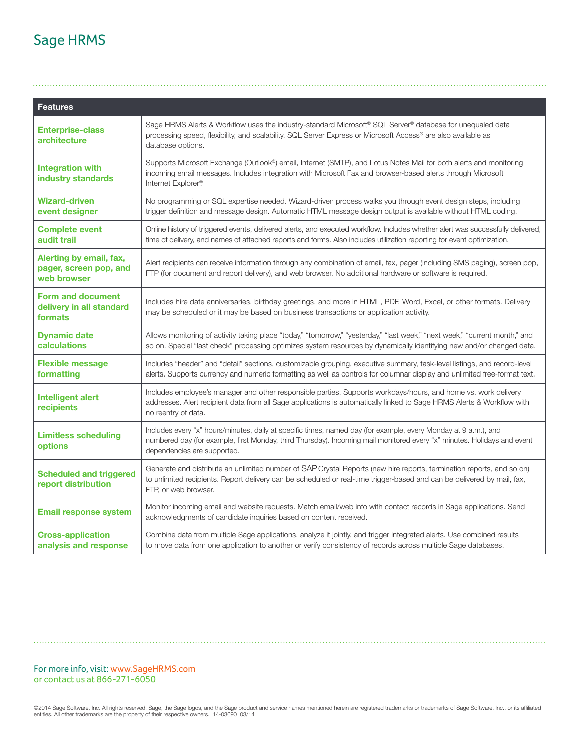| Features | |
|---|---|
| **Enterprise-class architecture** | Sage HRMS Alerts & Workflow uses the industry-standard Microsoft® SQL Server® database for unequaled data processing speed, flexibility, and scalability. SQL Server Express or Microsoft Access® are also available as database options. |
| **Integration with industry standards** | Supports Microsoft Exchange (Outlook®) email, Internet (SMTP), and Lotus Notes Mail for both alerts and monitoring incoming email messages. Includes integration with Microsoft Fax and browser-based alerts through Microsoft Internet Explorer®. |
| **Wizard-driven event designer** | No programming or SQL expertise needed. Wizard-driven process walks you through event design steps, including trigger definition and message design. Automatic HTML message design output is available without HTML coding. |
| **Complete event audit trail** | Online history of triggered events, delivered alerts, and executed workflow. Includes whether alert was successfully delivered, time of delivery, and names of attached reports and forms. Also includes utilization reporting for event optimization. |
| **Alerting by email, fax, pager, screen pop, and web browser** | Alert recipients can receive information through any combination of email, fax, pager (including SMS paging), screen pop, FTP (for document and report delivery), and web browser. No additional hardware or software is required. |
| **Form and document delivery in all standard formats** | Includes hire date anniversaries, birthday greetings, and more in HTML, PDF, Word, Excel, or other formats. Delivery may be scheduled or it may be based on business transactions or application activity. |
| **Dynamic date calculations** | Allows monitoring of activity taking place "today," "tomorrow," "yesterday," "last week," "next week," "current month," and so on. Special "last check" processing optimizes system resources by dynamically identifying new and/or changed data. |
| **Flexible message formatting** | Includes "header" and "detail" sections, customizable grouping, executive summary, task-level listings, and record-level alerts. Supports currency and numeric formatting as well as controls for columnar display and unlimited free-format text. |
| **Intelligent alert recipients** | Includes employee's manager and other responsible parties. Supports workdays/hours, and home vs. work delivery addresses. Alert recipient data from all Sage applications is automatically linked to Sage HRMS Alerts & Workflow with no reentry of data. |
| **Limitless scheduling options** | Includes every "x" hours/minutes, daily at specific times, named day (for example, every Monday at 9 a.m.), and numbered day (for example, first Monday, third Thursday). Incoming mail monitored every "x" minutes. Holidays and event dependencies are supported. |
| **Scheduled and triggered report distribution** | Generate and distribute an unlimited number of SAP Crystal Reports (new hire reports, termination reports, and so on) to unlimited recipients. Report delivery can be scheduled or real-time trigger-based and can be delivered by mail, fax, FTP, or web browser. |
| **Email response system** | Monitor incoming email and website requests. Match email/web info with contact records in Sage applications. Send acknowledgments of candidate inquiries based on content received. |
| **Cross-application analysis and response** | Combine data from multiple Sage applications, analyze it jointly, and trigger integrated alerts. Use combined results to move data from one application to another or verify consistency of records across multiple Sage databases. |

For more info, visit: www.SageHRMS.com
or contact us at 866-271-6050

©2014 Sage Software, Inc. All rights reserved. Sage, the Sage logos, and the Sage product and service names mentioned herein are registered trademarks or trademarks of Sage Software, Inc., or its affiliated entities. All other trademarks are the property of their respective owners. 14-03690 03/14